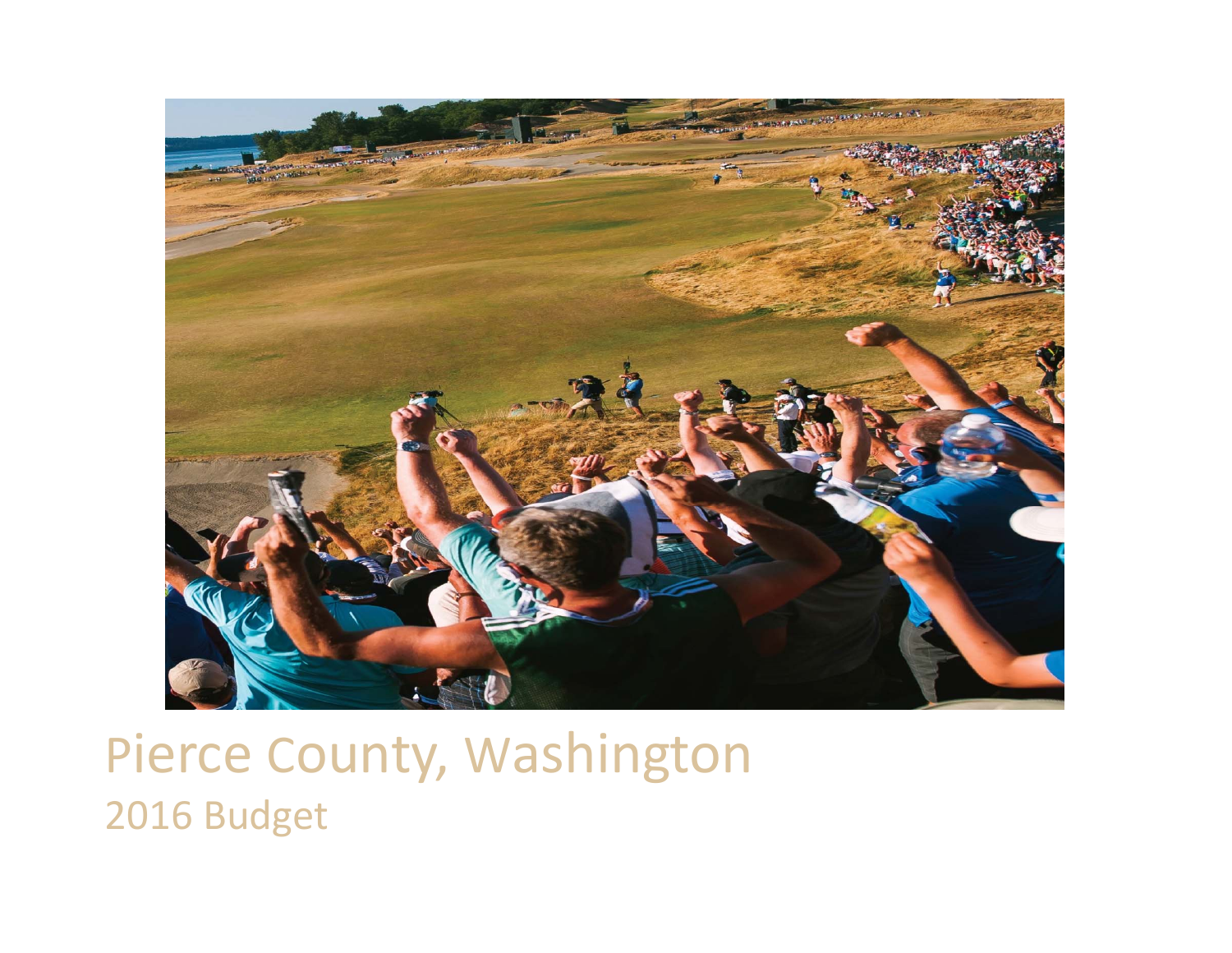# Pierce County, Washington

## 2016 Budget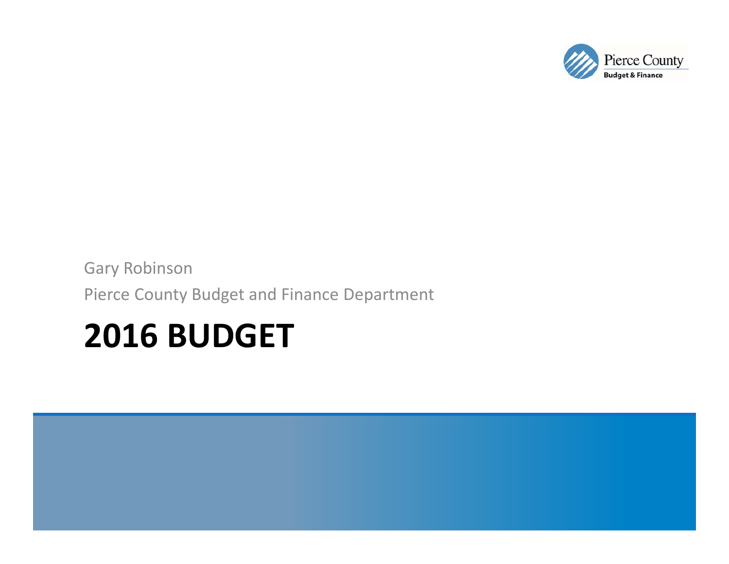Pierce County
Budget & Finance

Gary Robinson

Pierce County Budget and Finance Department

# 2016 BUDGET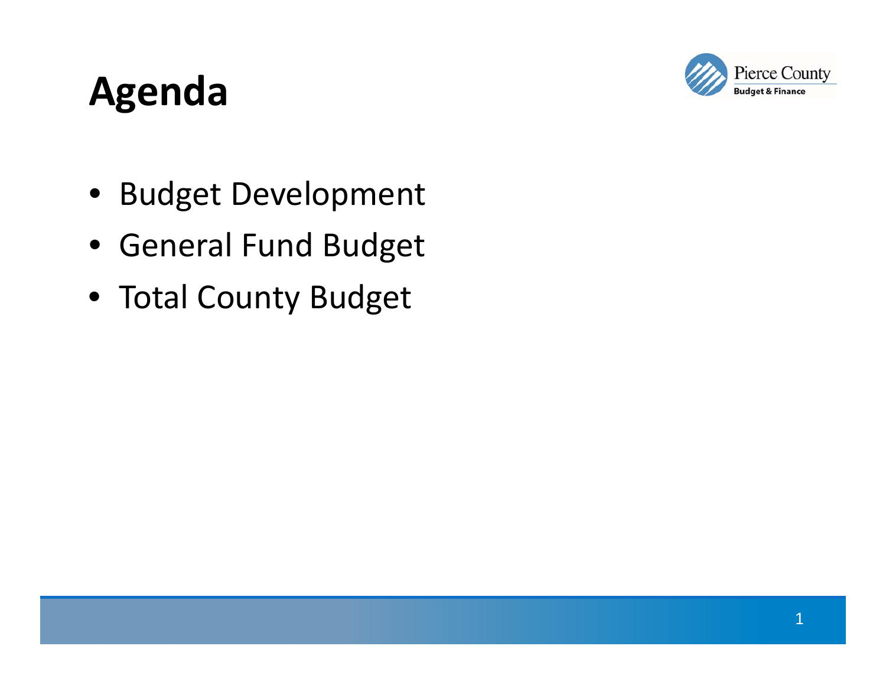# Agenda

- Budget Development
- General Fund Budget
- Total County Budget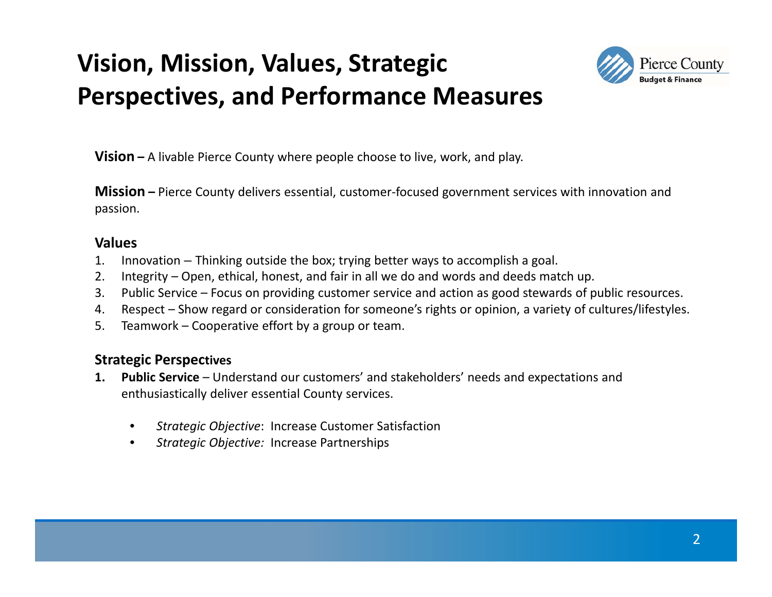# Vision, Mission, Values, Strategic Perspectives, and Performance Measures

**Vision –** A livable Pierce County where people choose to live, work, and play.

**Mission –** Pierce County delivers essential, customer-focused government services with innovation and passion.

**Values**

1. Innovation – Thinking outside the box; trying better ways to accomplish a goal.
2. Integrity – Open, ethical, honest, and fair in all we do and words and deeds match up.
3. Public Service – Focus on providing customer service and action as good stewards of public resources.
4. Respect – Show regard or consideration for someone's rights or opinion, a variety of cultures/lifestyles.
5. Teamwork – Cooperative effort by a group or team.

**Strategic Perspectives**

1. **Public Service** – Understand our customers' and stakeholders' needs and expectations and enthusiastically deliver essential County services.

    - *Strategic Objective*: Increase Customer Satisfaction
    - *Strategic Objective:* Increase Partnerships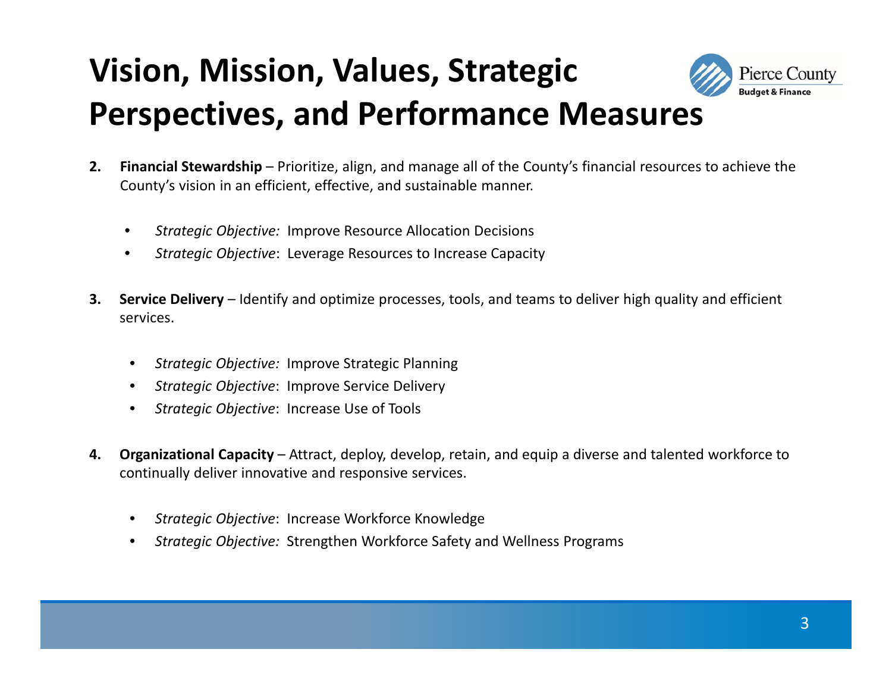# Vision, Mission, Values, Strategic Perspectives, and Performance Measures

2. **Financial Stewardship** – Prioritize, align, and manage all of the County's financial resources to achieve the County's vision in an efficient, effective, and sustainable manner.

   - *Strategic Objective:* Improve Resource Allocation Decisions
   - *Strategic Objective*: Leverage Resources to Increase Capacity

3. **Service Delivery** – Identify and optimize processes, tools, and teams to deliver high quality and efficient services.

   - *Strategic Objective:* Improve Strategic Planning
   - *Strategic Objective*: Improve Service Delivery
   - *Strategic Objective*: Increase Use of Tools

4. **Organizational Capacity** – Attract, deploy, develop, retain, and equip a diverse and talented workforce to continually deliver innovative and responsive services.

   - *Strategic Objective*: Increase Workforce Knowledge
   - *Strategic Objective:* Strengthen Workforce Safety and Wellness Programs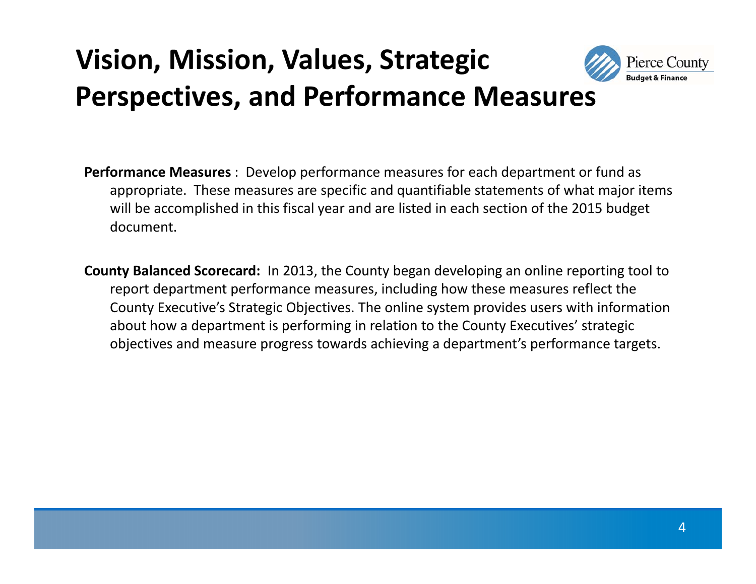# Vision, Mission, Values, Strategic Perspectives, and Performance Measures

**Performance Measures** : Develop performance measures for each department or fund as appropriate. These measures are specific and quantifiable statements of what major items will be accomplished in this fiscal year and are listed in each section of the 2015 budget document.

**County Balanced Scorecard:** In 2013, the County began developing an online reporting tool to report department performance measures, including how these measures reflect the County Executive's Strategic Objectives. The online system provides users with information about how a department is performing in relation to the County Executives' strategic objectives and measure progress towards achieving a department's performance targets.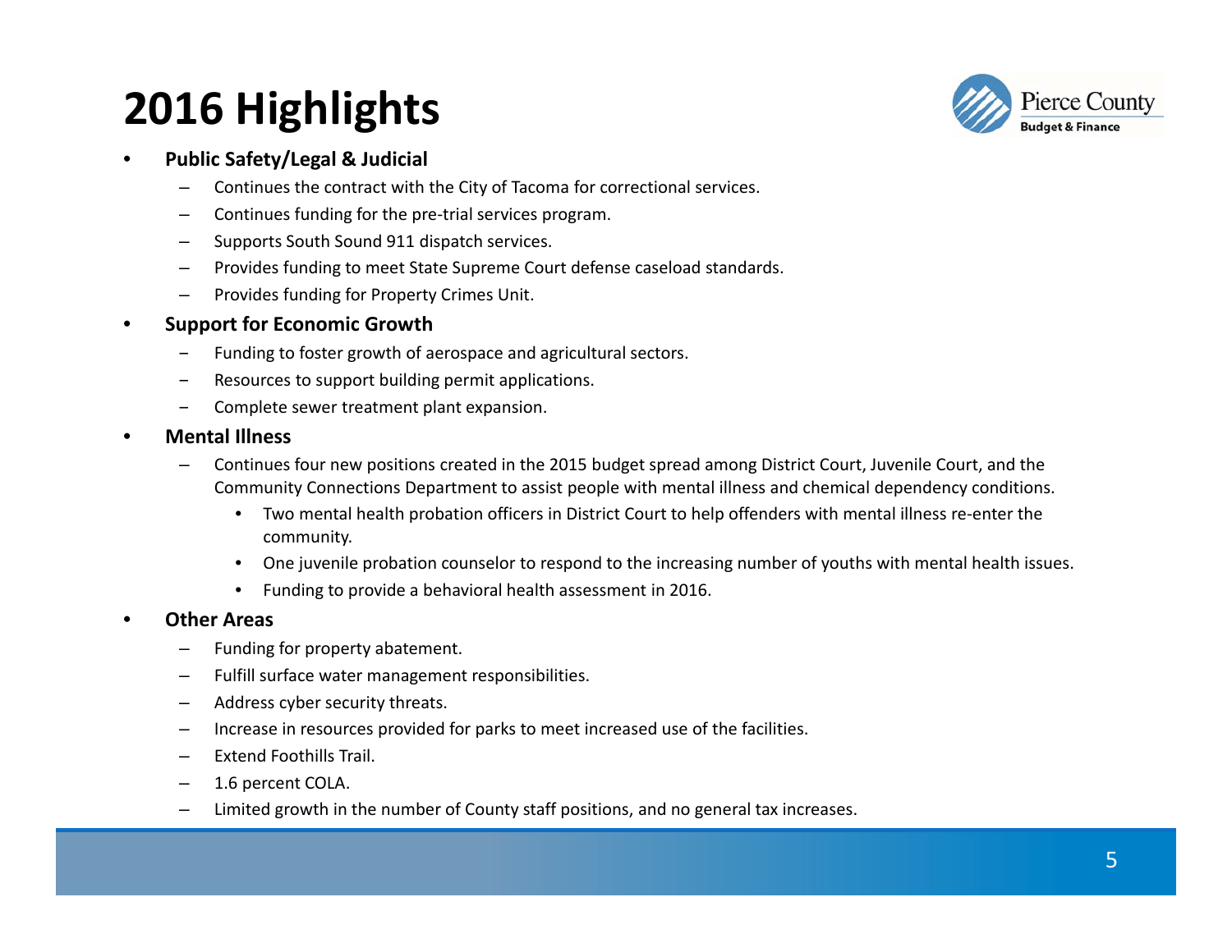# 2016 Highlights

- **Public Safety/Legal & Judicial**
  - Continues the contract with the City of Tacoma for correctional services.
  - Continues funding for the pre-trial services program.
  - Supports South Sound 911 dispatch services.
  - Provides funding to meet State Supreme Court defense caseload standards.
  - Provides funding for Property Crimes Unit.
- **Support for Economic Growth**
  - Funding to foster growth of aerospace and agricultural sectors.
  - Resources to support building permit applications.
  - Complete sewer treatment plant expansion.
- **Mental Illness**
  - Continues four new positions created in the 2015 budget spread among District Court, Juvenile Court, and the Community Connections Department to assist people with mental illness and chemical dependency conditions.
    - Two mental health probation officers in District Court to help offenders with mental illness re-enter the community.
    - One juvenile probation counselor to respond to the increasing number of youths with mental health issues.
    - Funding to provide a behavioral health assessment in 2016.
- **Other Areas**
  - Funding for property abatement.
  - Fulfill surface water management responsibilities.
  - Address cyber security threats.
  - Increase in resources provided for parks to meet increased use of the facilities.
  - Extend Foothills Trail.
  - 1.6 percent COLA.
  - Limited growth in the number of County staff positions, and no general tax increases.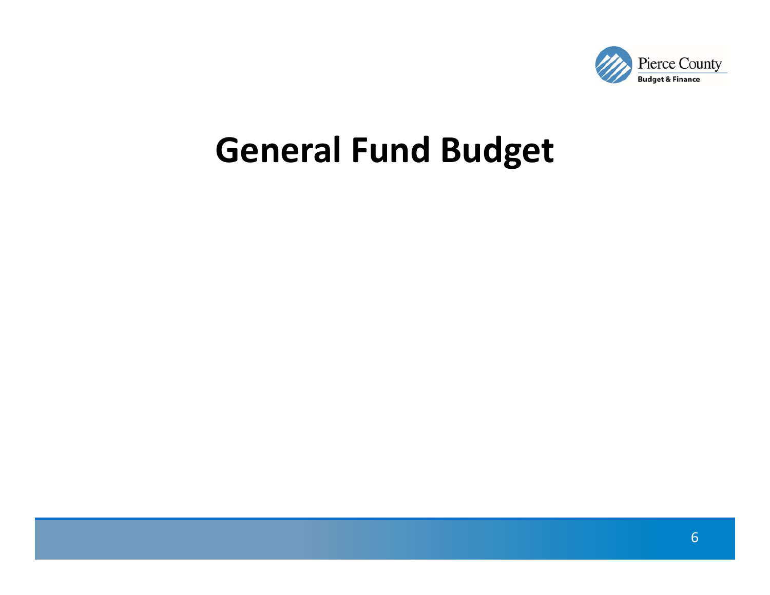# General Fund Budget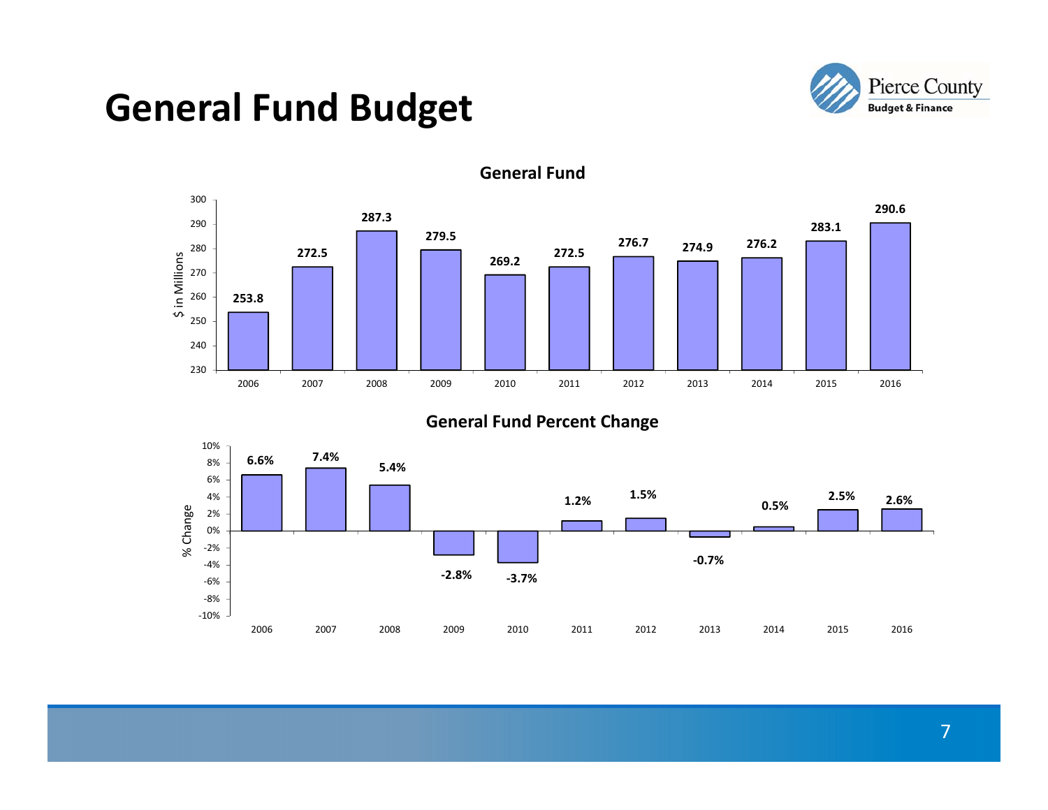# General Fund Budget

Pierce County Budget & Finance

## General Fund

| Year | $ in Millions |
|---|---|
| 2006 | 253.8 |
| 2007 | 272.5 |
| 2008 | 287.3 |
| 2009 | 279.5 |
| 2010 | 269.2 |
| 2011 | 272.5 |
| 2012 | 276.7 |
| 2013 | 274.9 |
| 2014 | 276.2 |
| 2015 | 283.1 |
| 2016 | 290.6 |

## General Fund Percent Change

| Year | % Change |
|---|---|
| 2006 | 6.6% |
| 2007 | 7.4% |
| 2008 | 5.4% |
| 2009 | -2.8% |
| 2010 | -3.7% |
| 2011 | 1.2% |
| 2012 | 1.5% |
| 2013 | -0.7% |
| 2014 | 0.5% |
| 2015 | 2.5% |
| 2016 | 2.6% |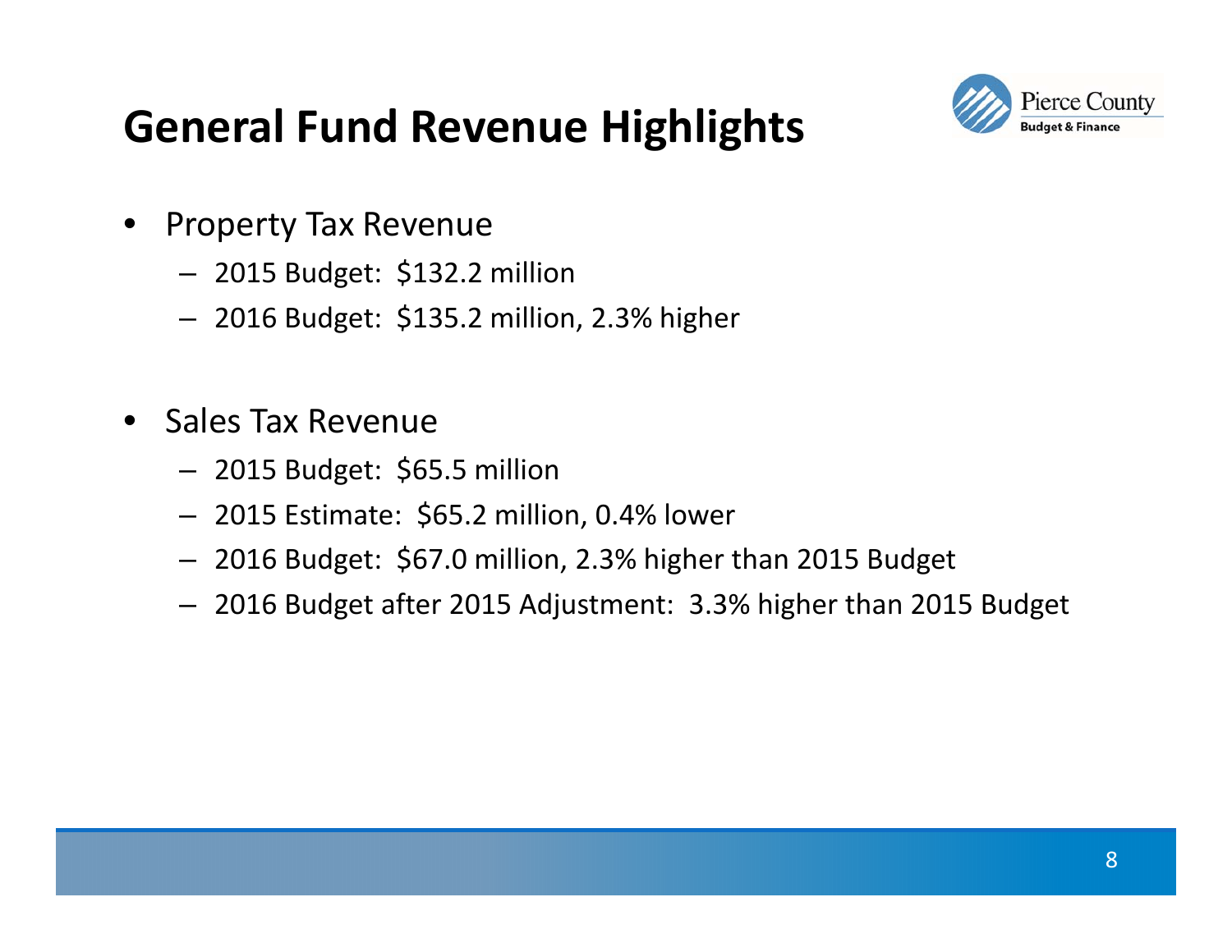# General Fund Revenue Highlights

- Property Tax Revenue
  - 2015 Budget: $132.2 million
  - 2016 Budget: $135.2 million, 2.3% higher

- Sales Tax Revenue
  - 2015 Budget: $65.5 million
  - 2015 Estimate: $65.2 million, 0.4% lower
  - 2016 Budget: $67.0 million, 2.3% higher than 2015 Budget
  - 2016 Budget after 2015 Adjustment: 3.3% higher than 2015 Budget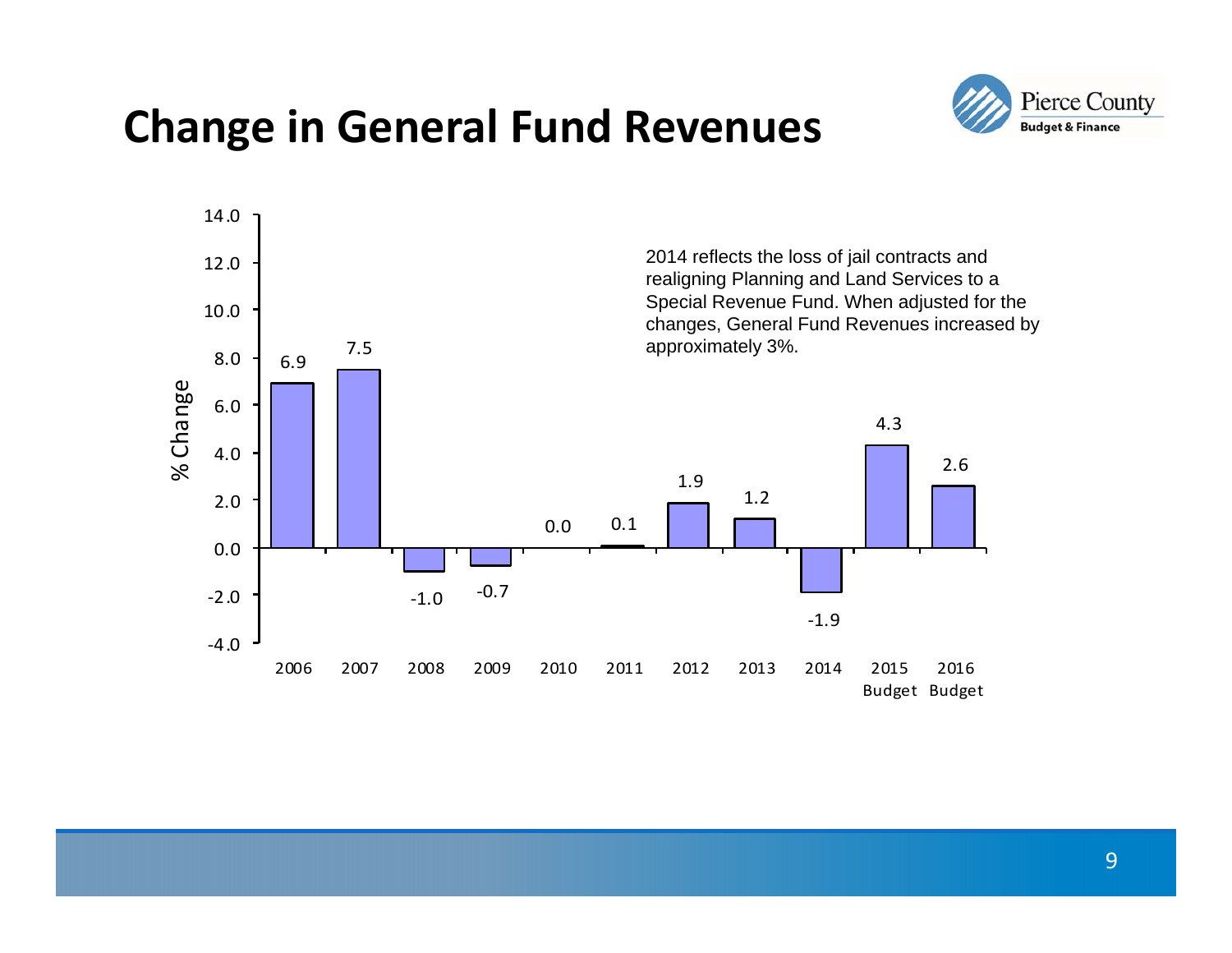# Change in General Fund Revenues

2014 reflects the loss of jail contracts and realigning Planning and Land Services to a Special Revenue Fund. When adjusted for the changes, General Fund Revenues increased by approximately 3%.

| Year | % Change |
|---|---|
| 2006 | 6.9 |
| 2007 | 7.5 |
| 2008 | -1.0 |
| 2009 | -0.7 |
| 2010 | 0.0 |
| 2011 | 0.1 |
| 2012 | 1.9 |
| 2013 | 1.2 |
| 2014 | -1.9 |
| 2015 Budget | 4.3 |
| 2016 Budget | 2.6 |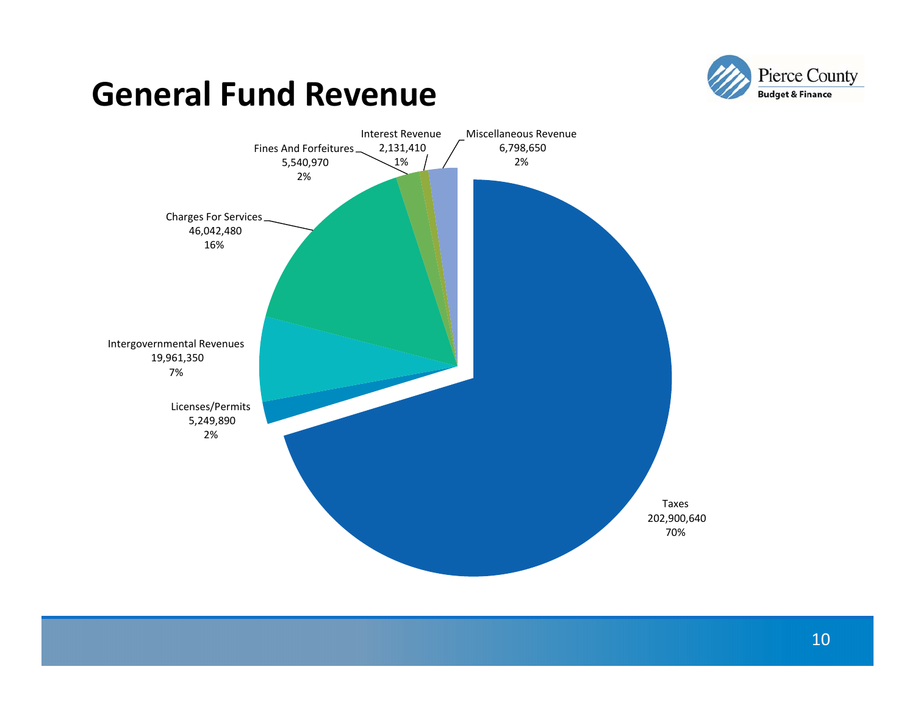# General Fund Revenue

| Category | Amount | Percent |
|---|---|---|
| Taxes | 202,900,640 | 70% |
| Licenses/Permits | 5,249,890 | 2% |
| Intergovernmental Revenues | 19,961,350 | 7% |
| Charges For Services | 46,042,480 | 16% |
| Fines And Forfeitures | 5,540,970 | 2% |
| Interest Revenue | 2,131,410 | 1% |
| Miscellaneous Revenue | 6,798,650 | 2% |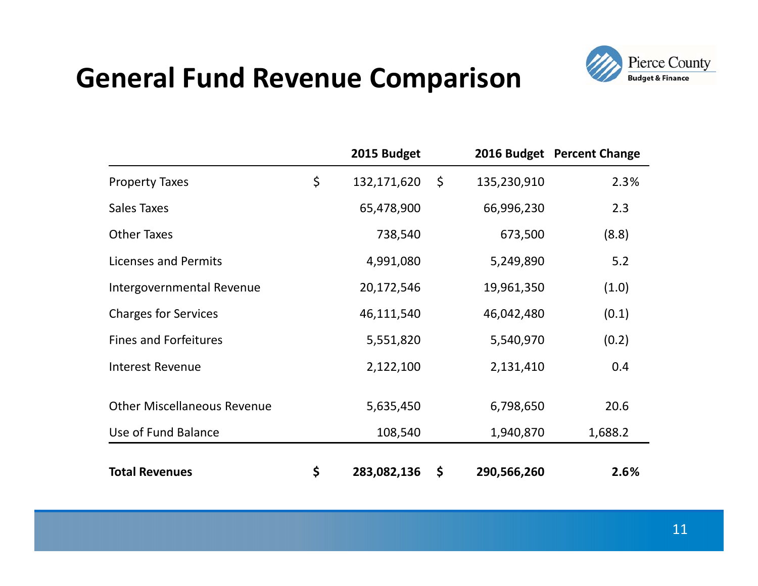# General Fund Revenue Comparison

| | 2015 Budget | 2016 Budget | Percent Change |
|---|---|---|---|
| Property Taxes | $ 132,171,620 | $ 135,230,910 | 2.3% |
| Sales Taxes | 65,478,900 | 66,996,230 | 2.3 |
| Other Taxes | 738,540 | 673,500 | (8.8) |
| Licenses and Permits | 4,991,080 | 5,249,890 | 5.2 |
| Intergovernmental Revenue | 20,172,546 | 19,961,350 | (1.0) |
| Charges for Services | 46,111,540 | 46,042,480 | (0.1) |
| Fines and Forfeitures | 5,551,820 | 5,540,970 | (0.2) |
| Interest Revenue | 2,122,100 | 2,131,410 | 0.4 |
| Other Miscellaneous Revenue | 5,635,450 | 6,798,650 | 20.6 |
| Use of Fund Balance | 108,540 | 1,940,870 | 1,688.2 |
| **Total Revenues** | **$ 283,082,136** | **$ 290,566,260** | **2.6%** |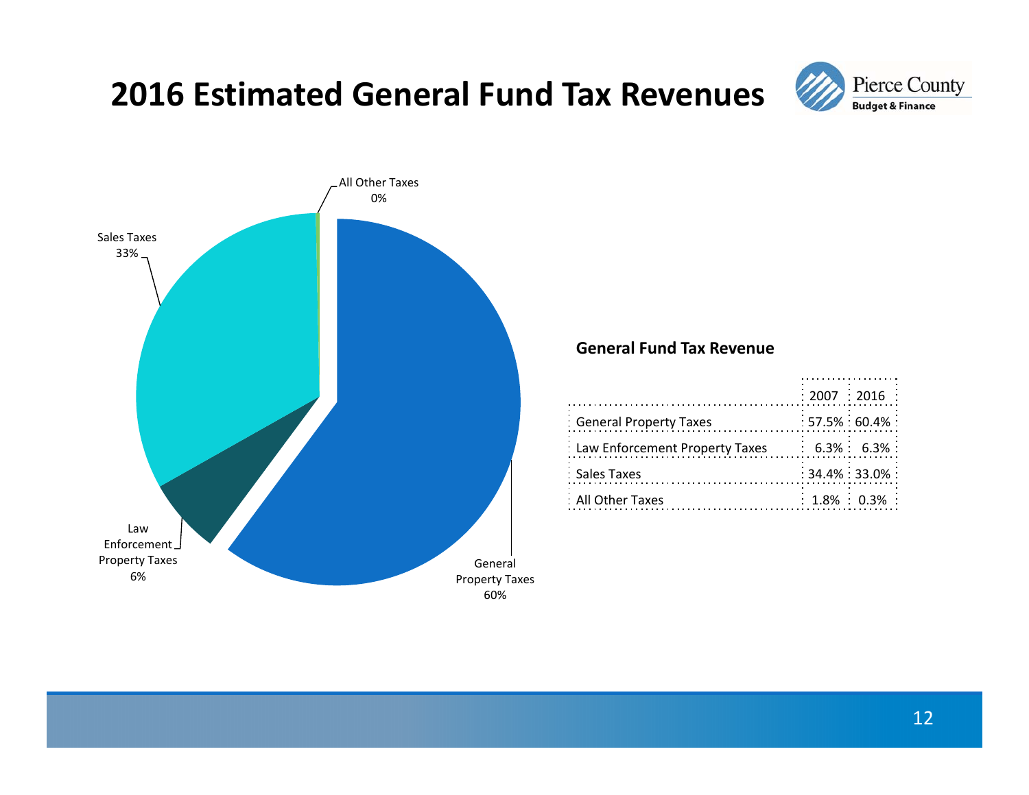# 2016 Estimated General Fund Tax Revenues

Pierce County Budget & Finance

All Other Taxes 0%

Sales Taxes 33%

Law Enforcement Property Taxes 6%

General Property Taxes 60%

**General Fund Tax Revenue**

| | 2007 | 2016 |
|---|---|---|
| General Property Taxes | 57.5% | 60.4% |
| Law Enforcement Property Taxes | 6.3% | 6.3% |
| Sales Taxes | 34.4% | 33.0% |
| All Other Taxes | 1.8% | 0.3% |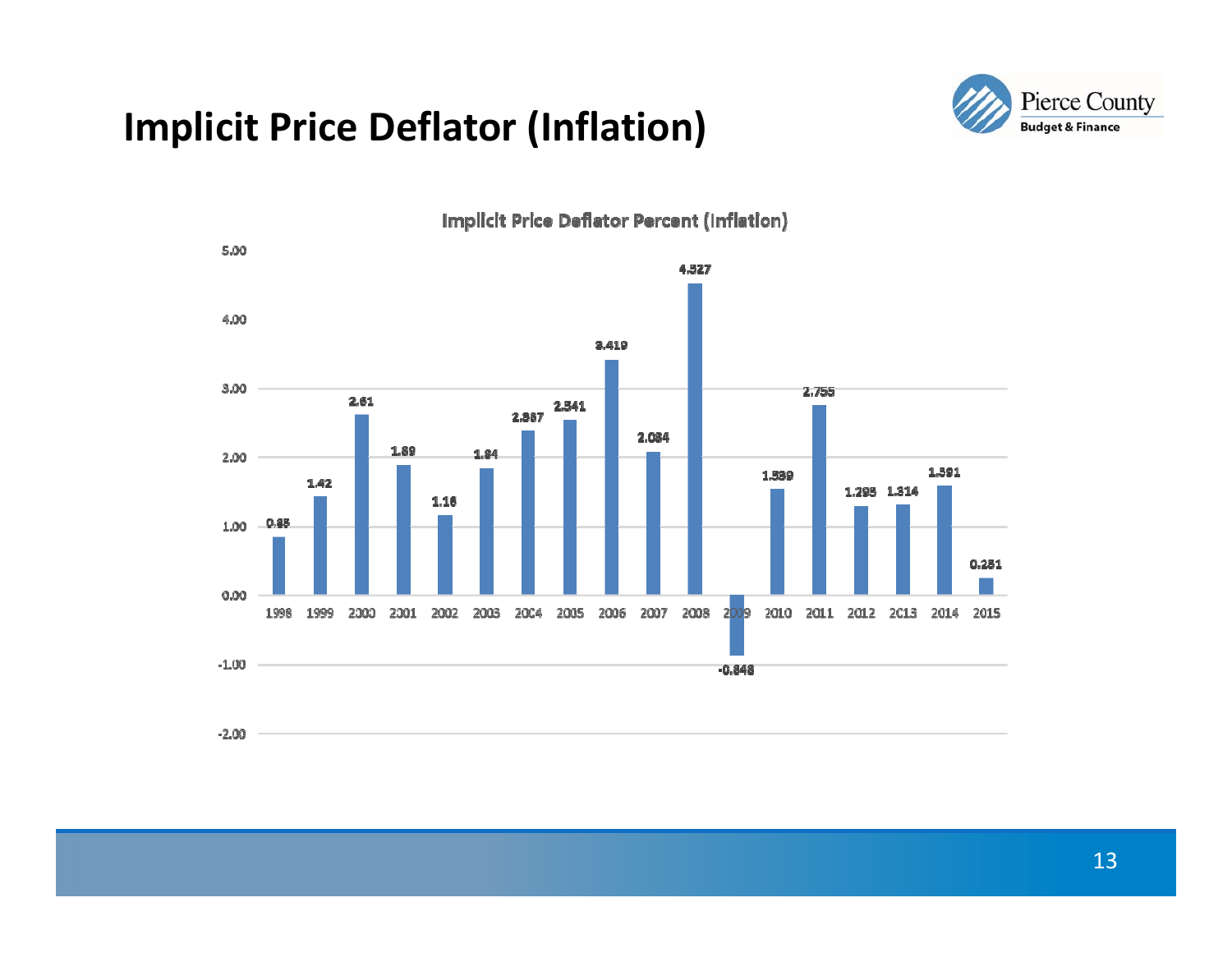# Implicit Price Deflator (Inflation)

**Implicit Price Deflator Percent (Inflation)**

| Year | Percent |
|---|---|
| 1998 | 0.85 |
| 1999 | 1.42 |
| 2000 | 2.61 |
| 2001 | 1.89 |
| 2002 | 1.16 |
| 2003 | 1.84 |
| 2004 | 2.387 |
| 2005 | 2.541 |
| 2006 | 3.419 |
| 2007 | 2.084 |
| 2008 | 4.527 |
| 2009 | -0.848 |
| 2010 | 1.539 |
| 2011 | 2.755 |
| 2012 | 1.295 |
| 2013 | 1.314 |
| 2014 | 1.591 |
| 2015 | 0.251 |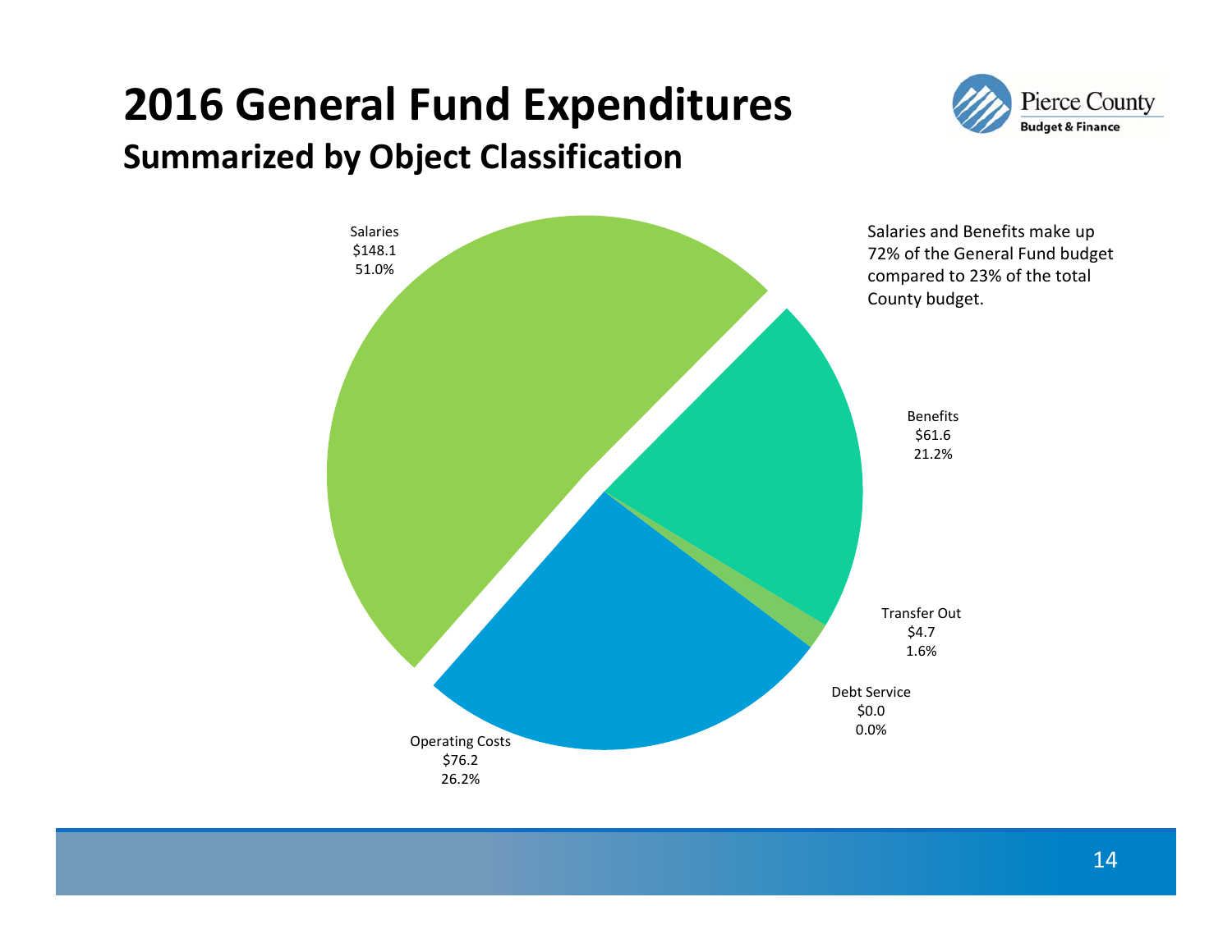# 2016 General Fund Expenditures

## Summarized by Object Classification

Salaries and Benefits make up 72% of the General Fund budget compared to 23% of the total County budget.

| Category | Amount | Percent |
|---|---|---|
| Salaries | $148.1 | 51.0% |
| Benefits | $61.6 | 21.2% |
| Transfer Out | $4.7 | 1.6% |
| Debt Service | $0.0 | 0.0% |
| Operating Costs | $76.2 | 26.2% |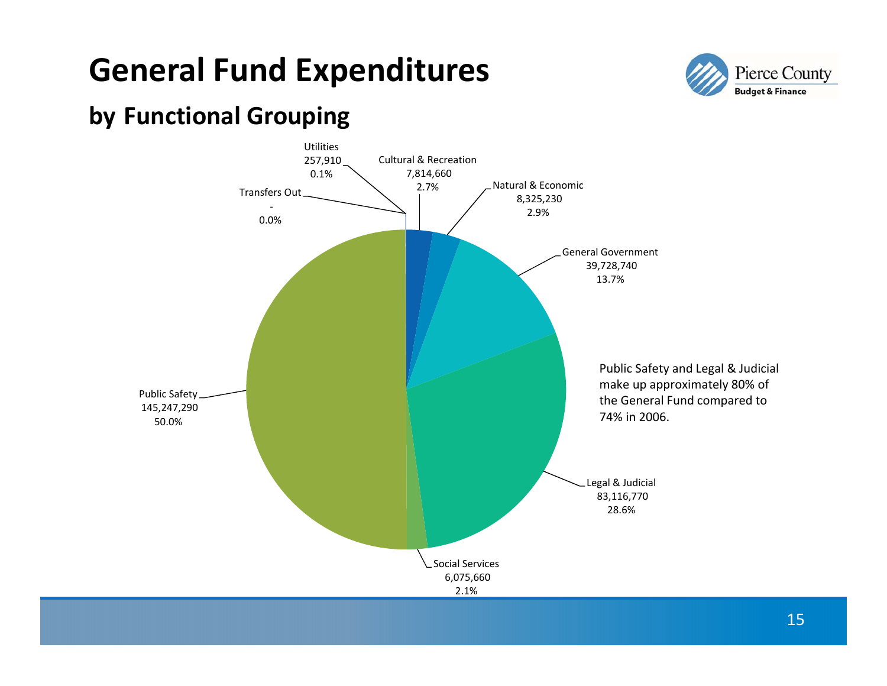# General Fund Expenditures

## by Functional Grouping

| Functional Grouping | Amount | Percent |
|---|---|---|
| Utilities | 257,910 | 0.1% |
| Cultural & Recreation | 7,814,660 | 2.7% |
| Natural & Economic | 8,325,230 | 2.9% |
| General Government | 39,728,740 | 13.7% |
| Legal & Judicial | 83,116,770 | 28.6% |
| Social Services | 6,075,660 | 2.1% |
| Public Safety | 145,247,290 | 50.0% |
| Transfers Out | - | 0.0% |

Public Safety and Legal & Judicial make up approximately 80% of the General Fund compared to 74% in 2006.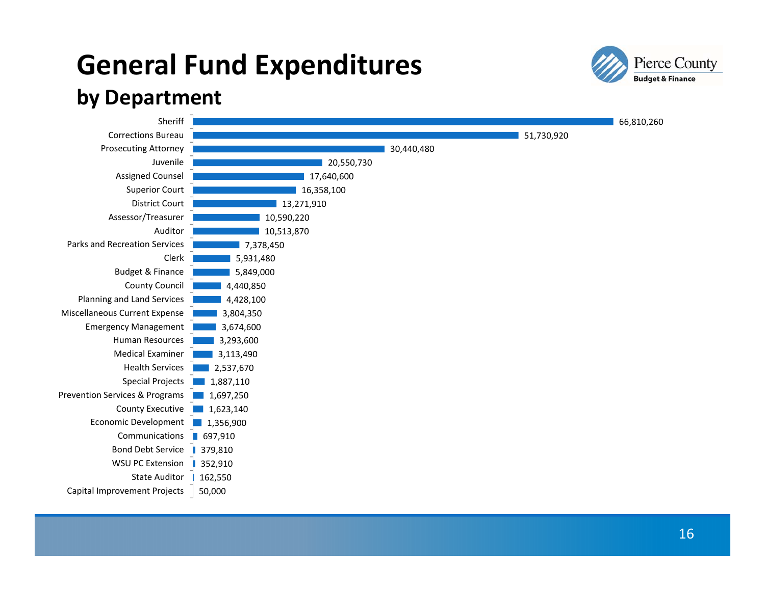# General Fund Expenditures

## by Department

| Department | Expenditure |
|---|---|
| Sheriff | 66,810,260 |
| Corrections Bureau | 51,730,920 |
| Prosecuting Attorney | 30,440,480 |
| Juvenile | 20,550,730 |
| Assigned Counsel | 17,640,600 |
| Superior Court | 16,358,100 |
| District Court | 13,271,910 |
| Assessor/Treasurer | 10,590,220 |
| Auditor | 10,513,870 |
| Parks and Recreation Services | 7,378,450 |
| Clerk | 5,931,480 |
| Budget & Finance | 5,849,000 |
| County Council | 4,440,850 |
| Planning and Land Services | 4,428,100 |
| Miscellaneous Current Expense | 3,804,350 |
| Emergency Management | 3,674,600 |
| Human Resources | 3,293,600 |
| Medical Examiner | 3,113,490 |
| Health Services | 2,537,670 |
| Special Projects | 1,887,110 |
| Prevention Services & Programs | 1,697,250 |
| County Executive | 1,623,140 |
| Economic Development | 1,356,900 |
| Communications | 697,910 |
| Bond Debt Service | 379,810 |
| WSU PC Extension | 352,910 |
| State Auditor | 162,550 |
| Capital Improvement Projects | 50,000 |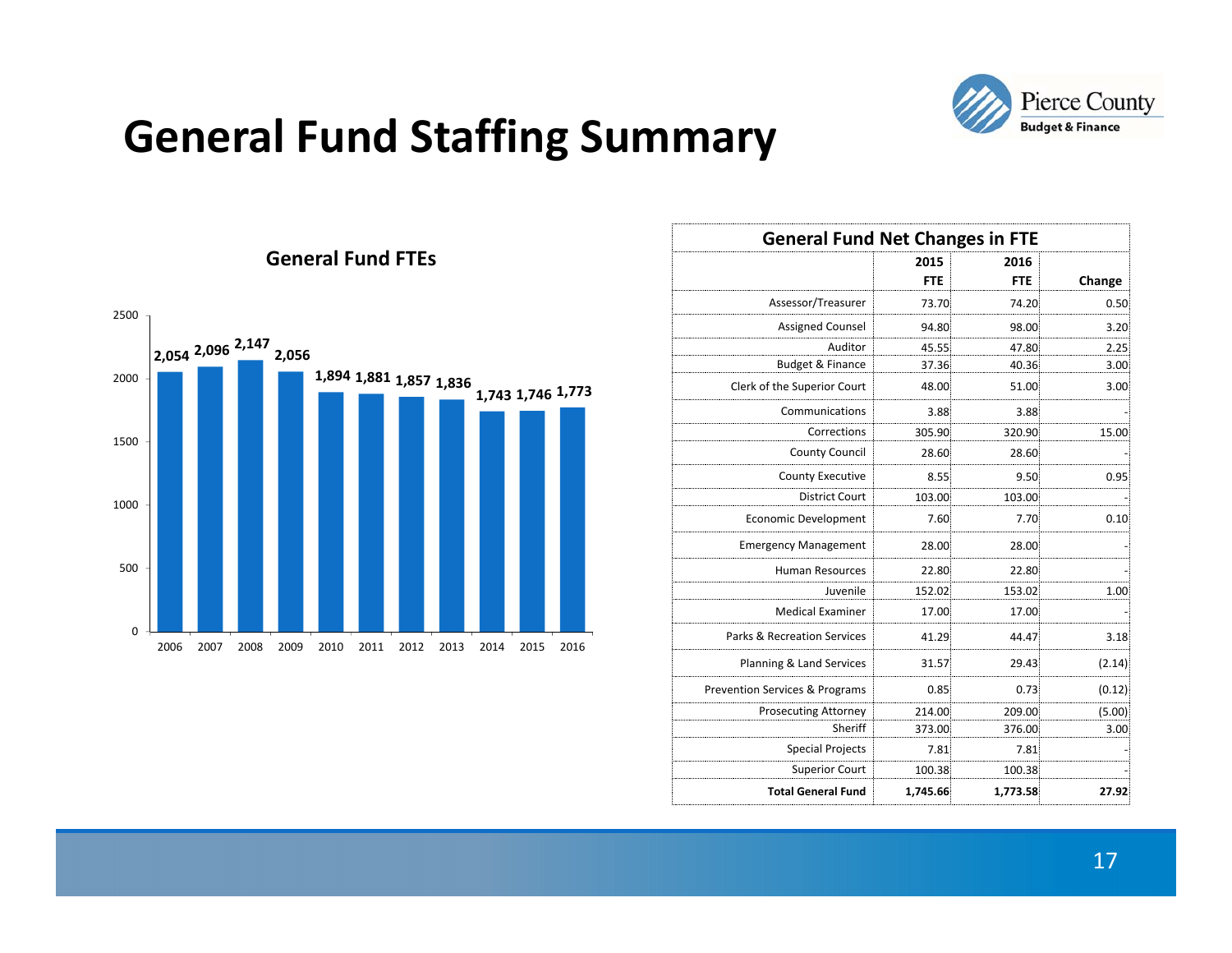# General Fund Staffing Summary

## General Fund FTEs

| Year | FTEs |
|---|---|
| 2006 | 2,054 |
| 2007 | 2,096 |
| 2008 | 2,147 |
| 2009 | 2,056 |
| 2010 | 1,894 |
| 2011 | 1,881 |
| 2012 | 1,857 |
| 2013 | 1,836 |
| 2014 | 1,743 |
| 2015 | 1,746 |
| 2016 | 1,773 |

## General Fund Net Changes in FTE

| | 2015 FTE | 2016 FTE | Change |
|---|---|---|---|
| Assessor/Treasurer | 73.70 | 74.20 | 0.50 |
| Assigned Counsel | 94.80 | 98.00 | 3.20 |
| Auditor | 45.55 | 47.80 | 2.25 |
| Budget & Finance | 37.36 | 40.36 | 3.00 |
| Clerk of the Superior Court | 48.00 | 51.00 | 3.00 |
| Communications | 3.88 | 3.88 | - |
| Corrections | 305.90 | 320.90 | 15.00 |
| County Council | 28.60 | 28.60 | - |
| County Executive | 8.55 | 9.50 | 0.95 |
| District Court | 103.00 | 103.00 | - |
| Economic Development | 7.60 | 7.70 | 0.10 |
| Emergency Management | 28.00 | 28.00 | - |
| Human Resources | 22.80 | 22.80 | - |
| Juvenile | 152.02 | 153.02 | 1.00 |
| Medical Examiner | 17.00 | 17.00 | - |
| Parks & Recreation Services | 41.29 | 44.47 | 3.18 |
| Planning & Land Services | 31.57 | 29.43 | (2.14) |
| Prevention Services & Programs | 0.85 | 0.73 | (0.12) |
| Prosecuting Attorney | 214.00 | 209.00 | (5.00) |
| Sheriff | 373.00 | 376.00 | 3.00 |
| Special Projects | 7.81 | 7.81 | - |
| Superior Court | 100.38 | 100.38 | - |
| **Total General Fund** | **1,745.66** | **1,773.58** | **27.92** |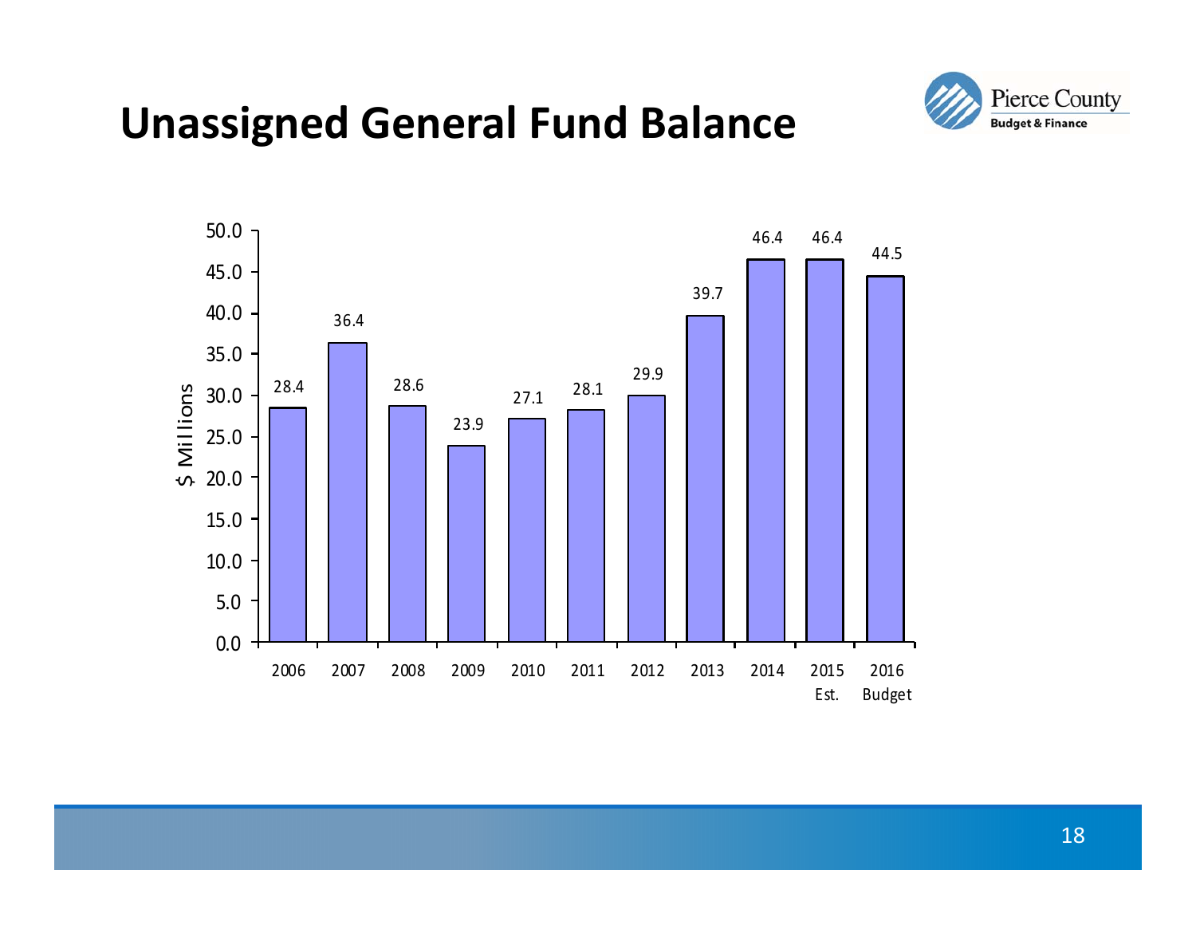# Unassigned General Fund Balance

| Year | $ Millions |
|---|---|
| 2006 | 28.4 |
| 2007 | 36.4 |
| 2008 | 28.6 |
| 2009 | 23.9 |
| 2010 | 27.1 |
| 2011 | 28.1 |
| 2012 | 29.9 |
| 2013 | 39.7 |
| 2014 | 46.4 |
| 2015 Est. | 46.4 |
| 2016 Budget | 44.5 |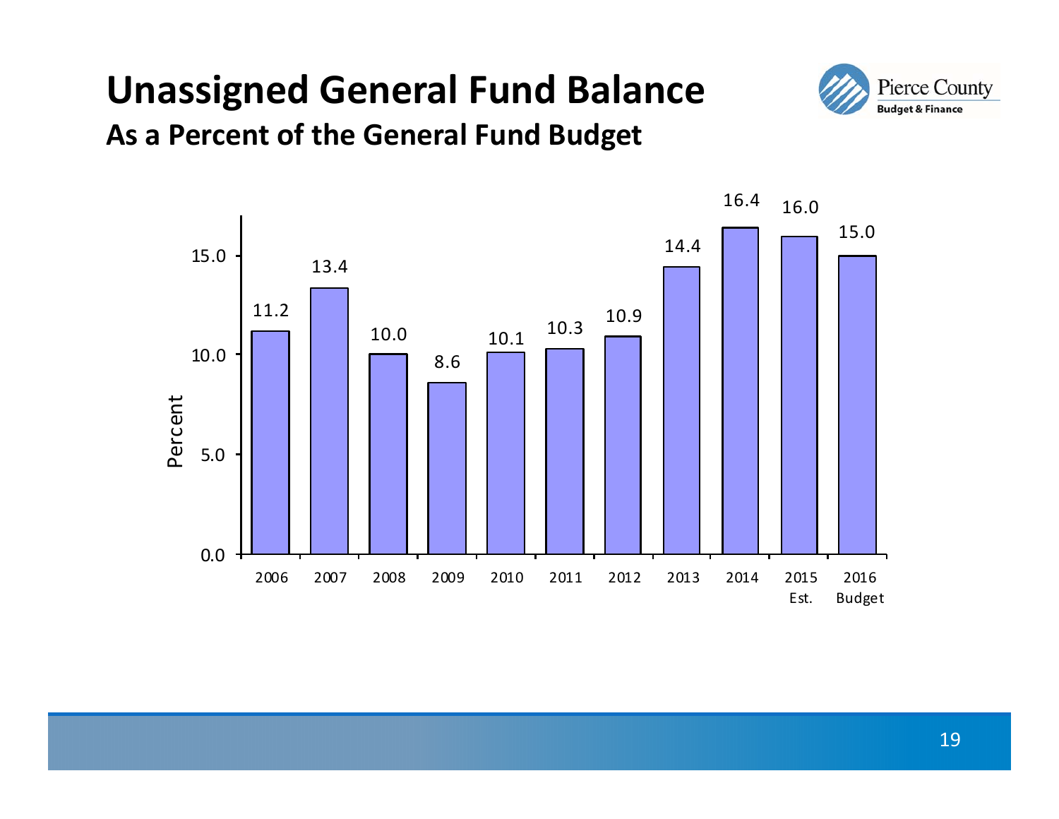# Unassigned General Fund Balance

## As a Percent of the General Fund Budget

| Year | Percent |
|---|---|
| 2006 | 11.2 |
| 2007 | 13.4 |
| 2008 | 10.0 |
| 2009 | 8.6 |
| 2010 | 10.1 |
| 2011 | 10.3 |
| 2012 | 10.9 |
| 2013 | 14.4 |
| 2014 | 16.4 |
| 2015 Est. | 16.0 |
| 2016 Budget | 15.0 |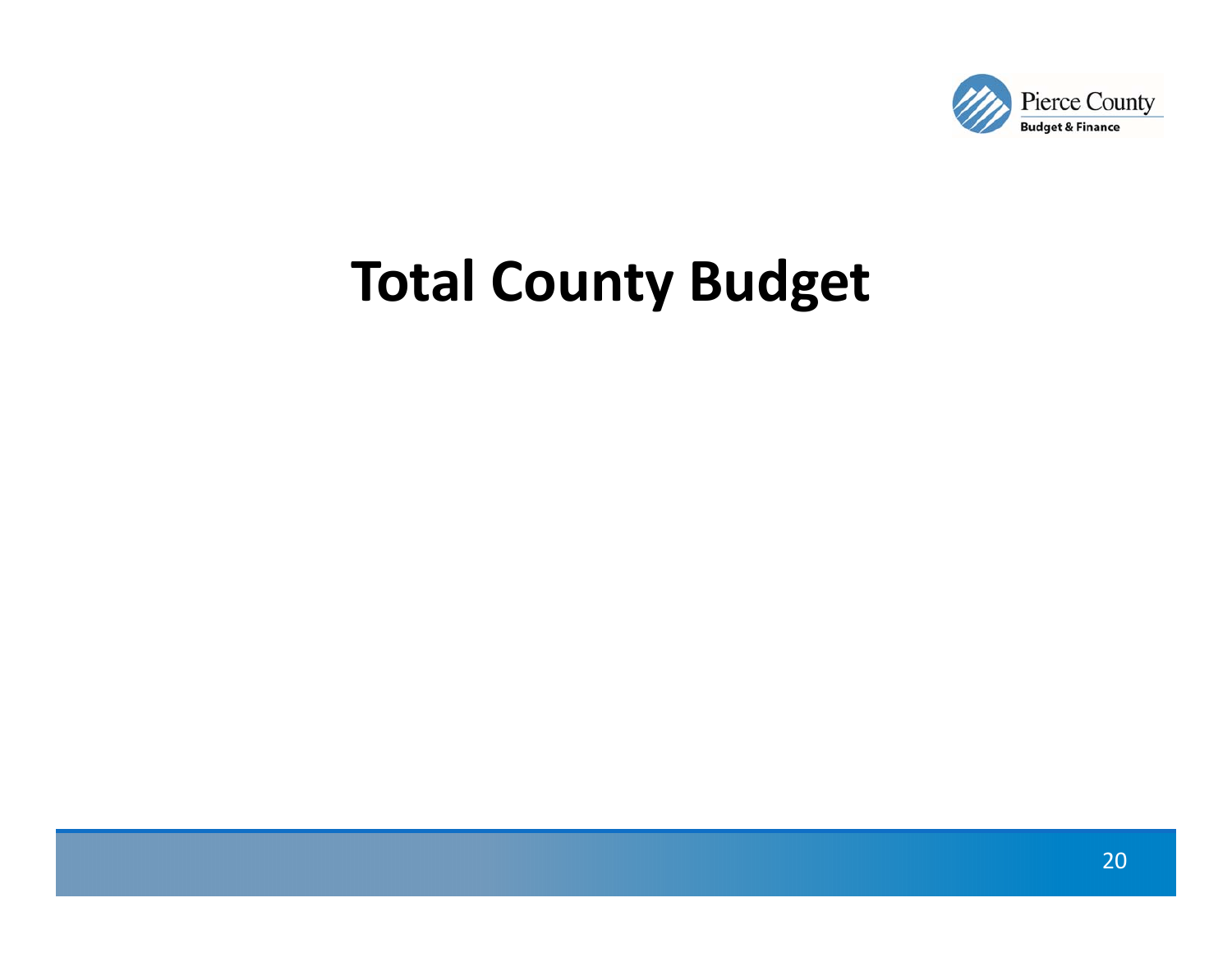# Total County Budget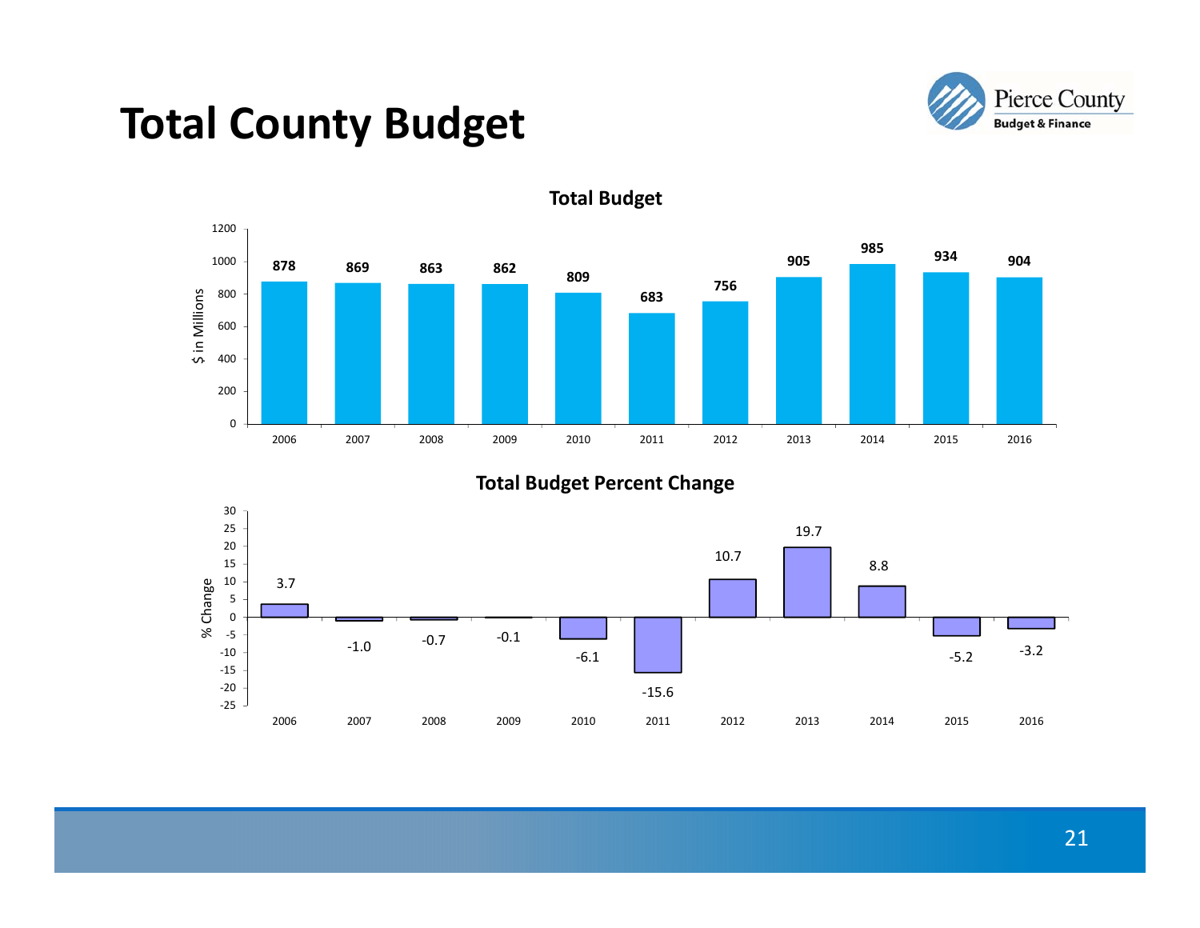# Total County Budget

## Total Budget

$ in Millions

| Year | 2006 | 2007 | 2008 | 2009 | 2010 | 2011 | 2012 | 2013 | 2014 | 2015 | 2016 |
|---|---|---|---|---|---|---|---|---|---|---|---|
| Total Budget | 878 | 869 | 863 | 862 | 809 | 683 | 756 | 905 | 985 | 934 | 904 |

## Total Budget Percent Change

% Change

| Year | 2006 | 2007 | 2008 | 2009 | 2010 | 2011 | 2012 | 2013 | 2014 | 2015 | 2016 |
|---|---|---|---|---|---|---|---|---|---|---|---|
| % Change | 3.7 | -1.0 | -0.7 | -0.1 | -6.1 | -15.6 | 10.7 | 19.7 | 8.8 | -5.2 | -3.2 |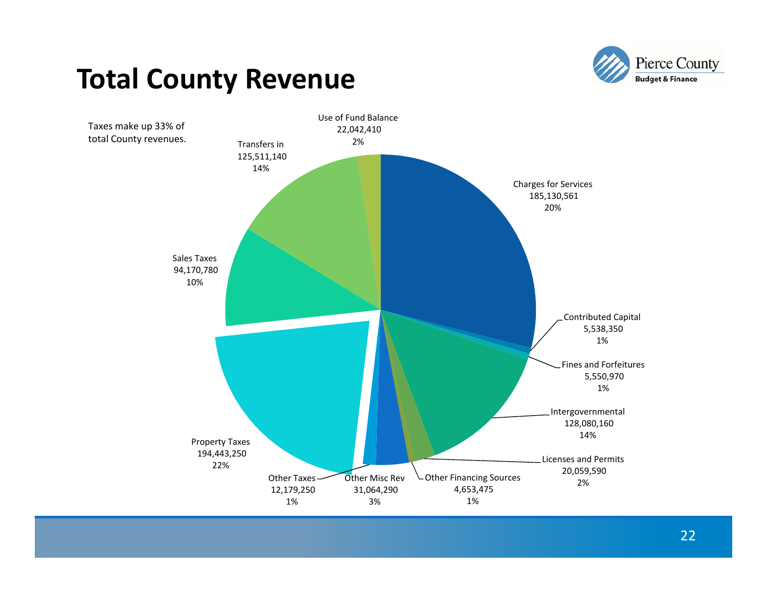# Total County Revenue

Taxes make up 33% of total County revenues.

| Revenue Source | Amount | Percent |
|---|---|---|
| Charges for Services | 185,130,561 | 20% |
| Contributed Capital | 5,538,350 | 1% |
| Fines and Forfeitures | 5,550,970 | 1% |
| Intergovernmental | 128,080,160 | 14% |
| Licenses and Permits | 20,059,590 | 2% |
| Other Financing Sources | 4,653,475 | 1% |
| Other Misc Rev | 31,064,290 | 3% |
| Other Taxes | 12,179,250 | 1% |
| Property Taxes | 194,443,250 | 22% |
| Sales Taxes | 94,170,780 | 10% |
| Transfers in | 125,511,140 | 14% |
| Use of Fund Balance | 22,042,410 | 2% |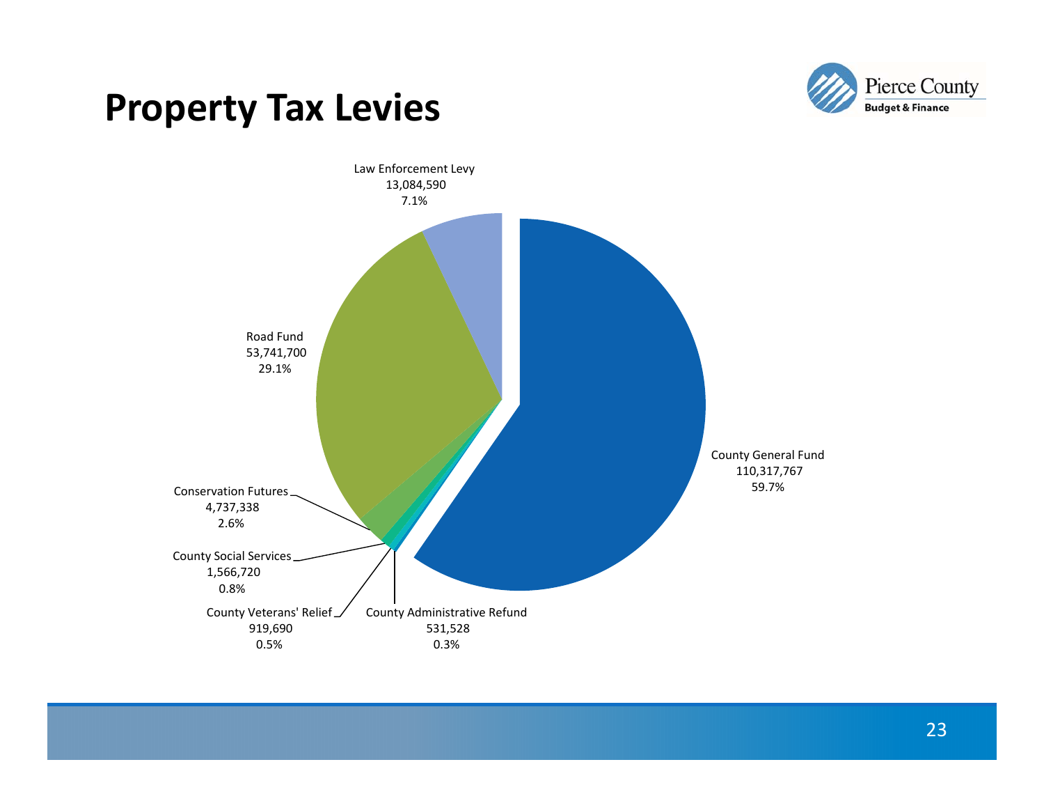# Property Tax Levies

| Levy | Amount | Percent |
|---|---|---|
| County General Fund | 110,317,767 | 59.7% |
| Road Fund | 53,741,700 | 29.1% |
| Law Enforcement Levy | 13,084,590 | 7.1% |
| Conservation Futures | 4,737,338 | 2.6% |
| County Social Services | 1,566,720 | 0.8% |
| County Veterans' Relief | 919,690 | 0.5% |
| County Administrative Refund | 531,528 | 0.3% |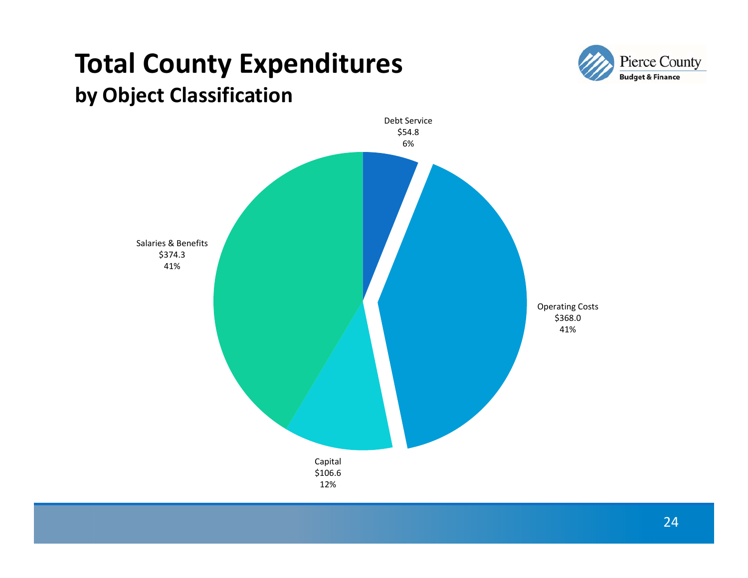# Total County Expenditures

## by Object Classification

Pierce County
Budget & Finance

Debt Service
$54.8
6%

Operating Costs
$368.0
41%

Capital
$106.6
12%

Salaries & Benefits
$374.3
41%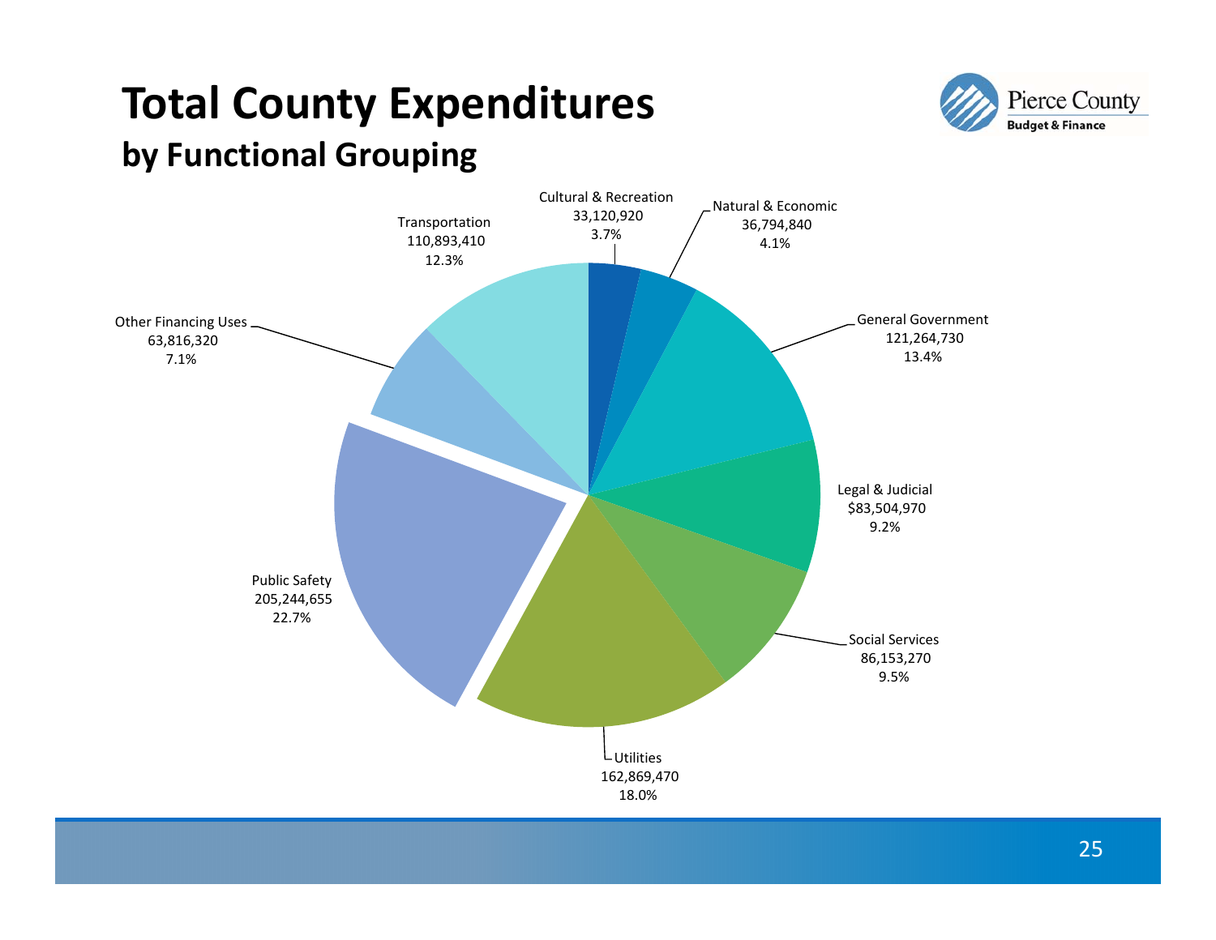# Total County Expenditures

## by Functional Grouping

| Functional Grouping | Amount | Percent |
|---|---|---|
| Cultural & Recreation | 33,120,920 | 3.7% |
| Natural & Economic | 36,794,840 | 4.1% |
| General Government | 121,264,730 | 13.4% |
| Legal & Judicial | $83,504,970 | 9.2% |
| Social Services | 86,153,270 | 9.5% |
| Utilities | 162,869,470 | 18.0% |
| Public Safety | 205,244,655 | 22.7% |
| Other Financing Uses | 63,816,320 | 7.1% |
| Transportation | 110,893,410 | 12.3% |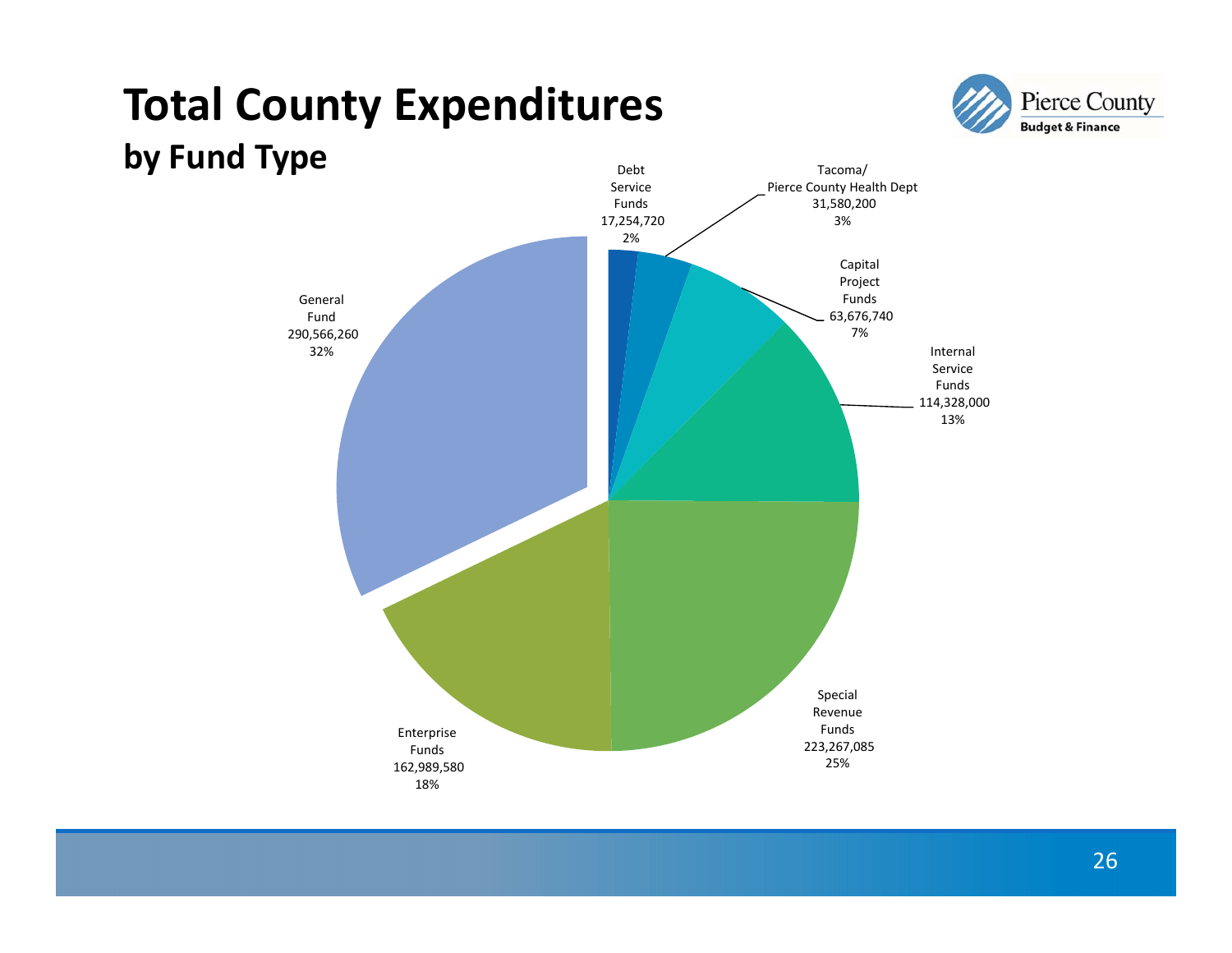# Total County Expenditures

## by Fund Type

| Fund Type | Amount | Percent |
|---|---|---|
| General Fund | 290,566,260 | 32% |
| Debt Service Funds | 17,254,720 | 2% |
| Tacoma/Pierce County Health Dept | 31,580,200 | 3% |
| Capital Project Funds | 63,676,740 | 7% |
| Internal Service Funds | 114,328,000 | 13% |
| Special Revenue Funds | 223,267,085 | 25% |
| Enterprise Funds | 162,989,580 | 18% |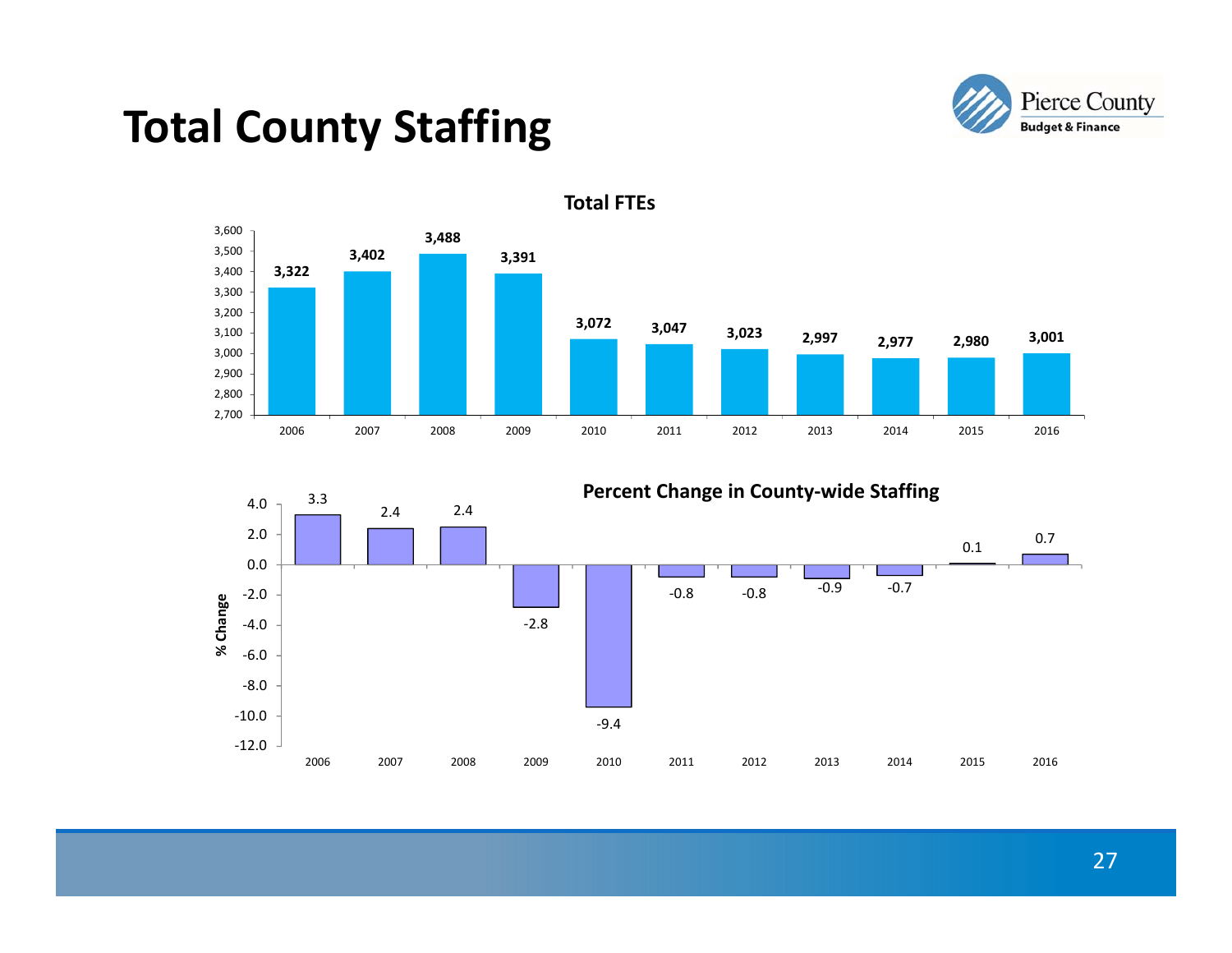# Total County Staffing

Pierce County
Budget & Finance

**Total FTEs**

3,600
3,500
3,400
3,300
3,200
3,100
3,000
2,900
2,800
2,700

3,322
3,402
3,488
3,391
3,072
3,047
3,023
2,997
2,977
2,980
3,001

2006
2007
2008
2009
2010
2011
2012
2013
2014
2015
2016

**Percent Change in County-wide Staffing**

% Change

4.0
2.0
0.0
-2.0
-4.0
-6.0
-8.0
-10.0
-12.0

3.3
2.4
2.4
-2.8
-9.4
-0.8
-0.8
-0.9
-0.7
0.1
0.7

2006
2007
2008
2009
2010
2011
2012
2013
2014
2015
2016